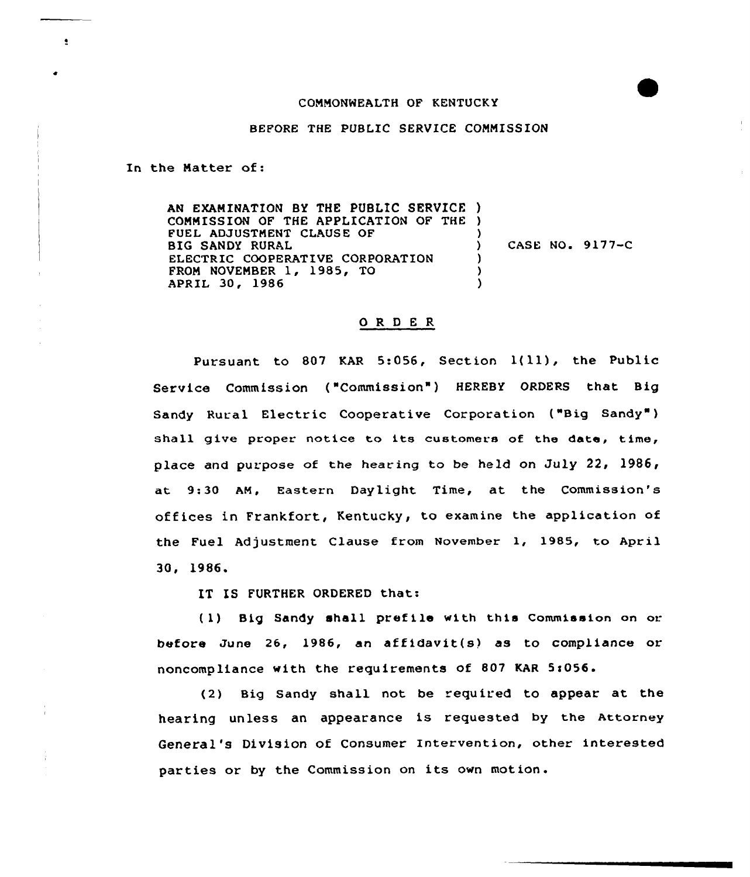COMMONWEALTH OF KENTUCKY

BEFORE THE PUBLIC SERVICE COMMISSION

In the Matter of:

AN EXAMINATION BY THE PUBLIC SERVICE COMMISSION OF THE APPLICATION OF THE FUEL ADJUSTMENT CLAUSE OF BIG SANDY RURAL ELECTRIC COOPERATIVE CORPORATION FROM NOVEMBER 1, 1985, TO APRIL 30, 1986 ) CASE NO. 9177-C

## O R D E R

Pursuant to 807 KAR 5:056, Section 1(11), the Public Service Commission ("Commission") HEREBY ORDERS that Big Sandy Rural Electric Cooperative Corporation ("Big Sandy") shall give proper notice to its customers of the date, time, place and purpose of the hearing to be held on July 22, 1986, at 9:30 AM, Eastern Daylight Time, at the Commission's offices in Frankfort, Kentucky, to examine the application of the Fuel Adjustment Clause from November 1, 1985, to April 30, 1986.

IT IS FURTHER ORDERED that:

(1) Big Sandy shall prefile with this Commission on or before June 26, 1986, an affidavit(s) as to compliance or noncompliance with the requirements of 807 KAR 5:056.

(2) Big Sandy shall not be required to appear at the hearing unless an appearance is requested by the Attorney General's Division of Consumer Intervention, other interested parties or by the Commission on its own motion.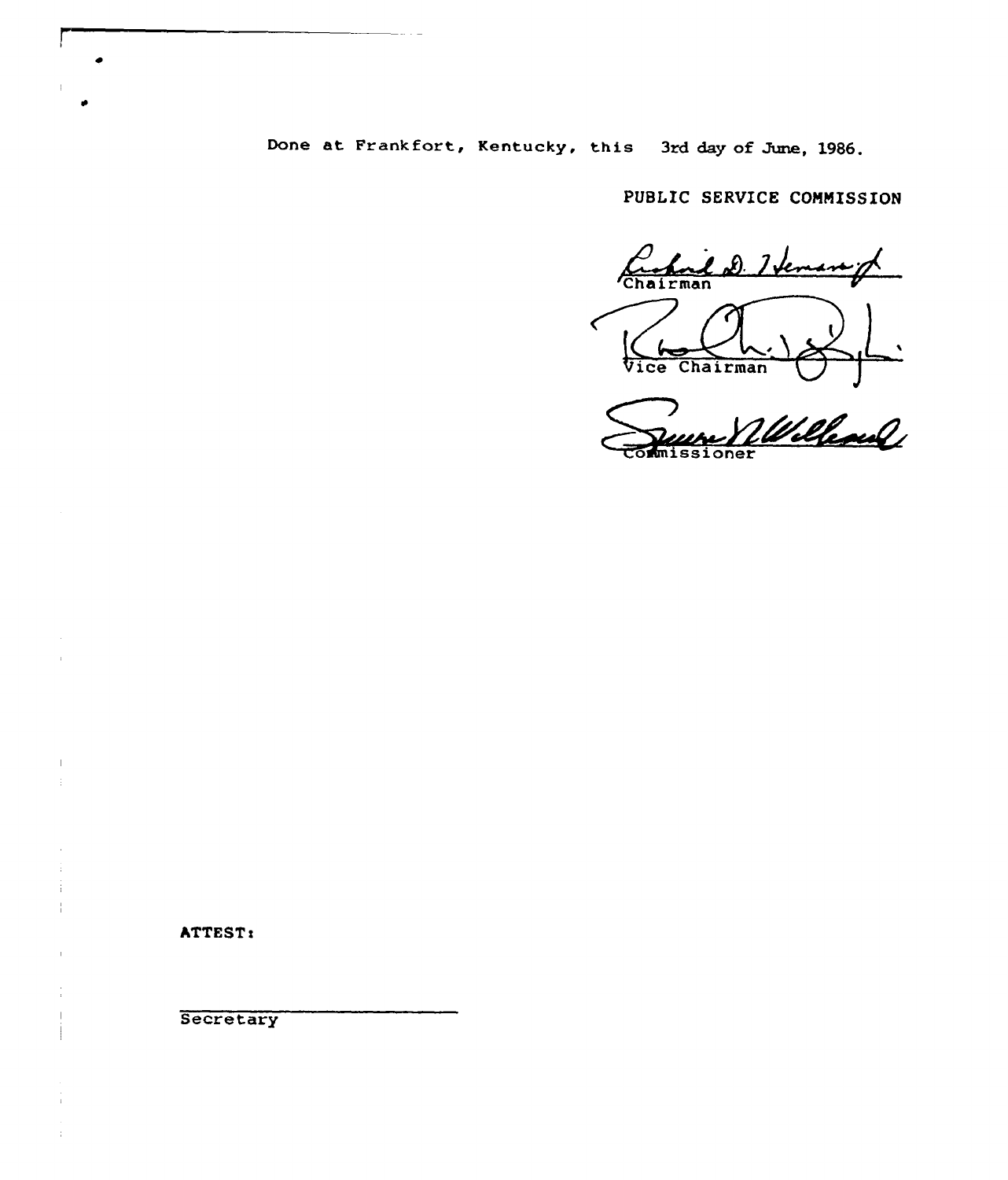Done at Frankfort, Kentucky, this 3rd day of June, 1986.

PUBLIC SERVICE COMMISSION

Chairman

Vice Chairman

Commissioner

ATTEST:

Secretary